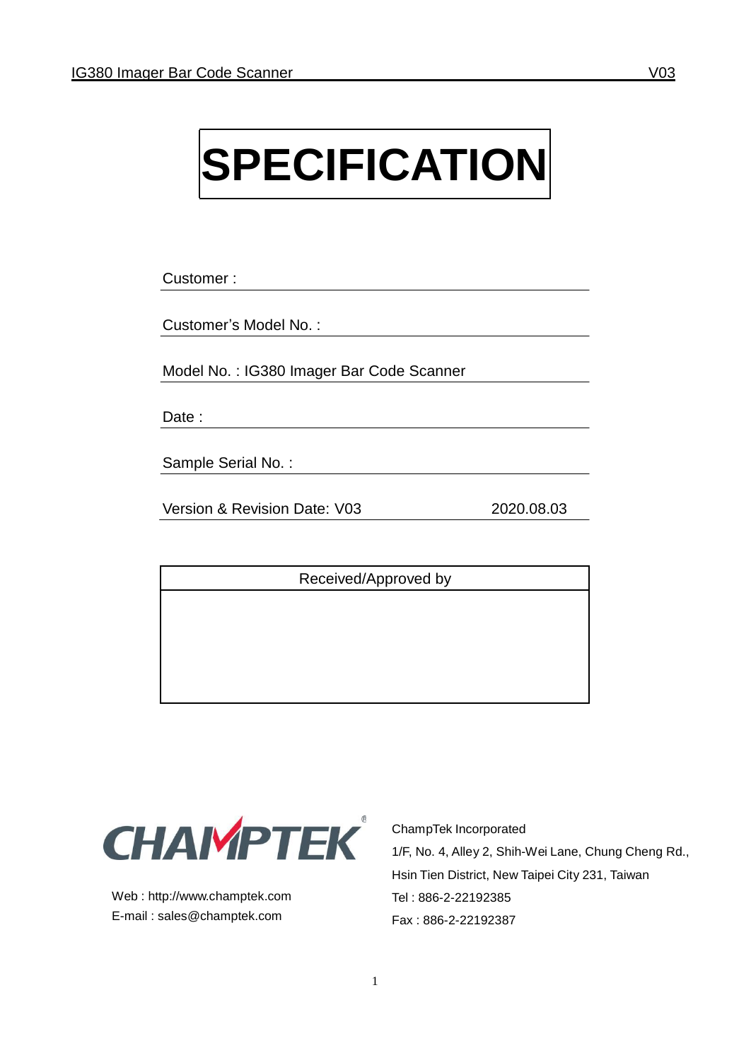# SPECIFICATION

Customer :

Customer's Model No. :

Model No. : IG380 Imager Bar Code Scanner

Date :

Sample Serial No. :

Version & Revision Date: V03 2020.08.03

| Received/Approved by |
|---|
| |

CHAMPTEK

Web : http://www.champtek.com
E-mail : sales@champtek.com

ChampTek Incorporated
1/F, No. 4, Alley 2, Shih-Wei Lane, Chung Cheng Rd.,
Hsin Tien District, New Taipei City 231, Taiwan
Tel : 886-2-22192385
Fax : 886-2-22192387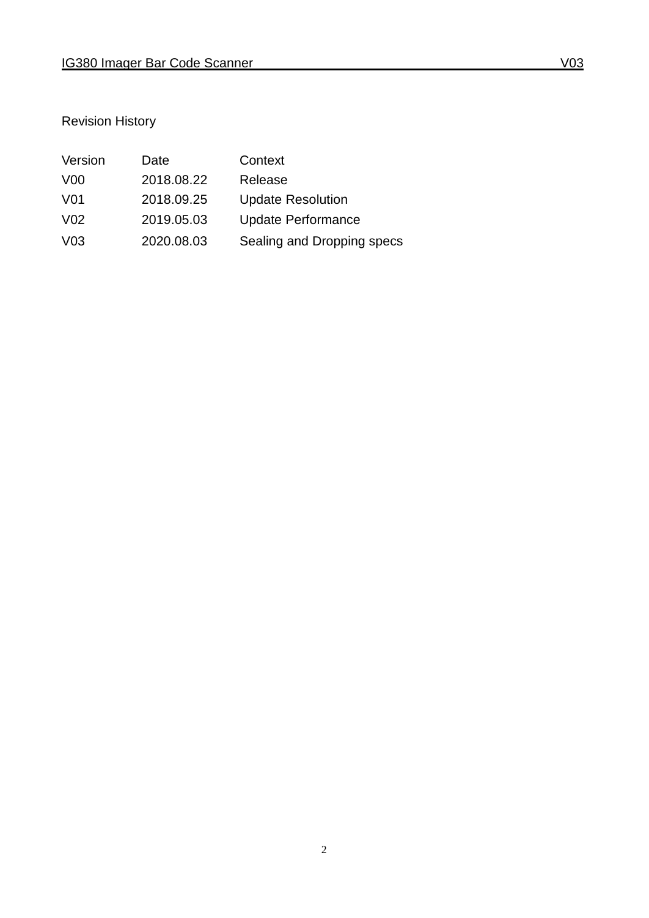## Revision History

| Version | Date | Context |
|---|---|---|
| V00 | 2018.08.22 | Release |
| V01 | 2018.09.25 | Update Resolution |
| V02 | 2019.05.03 | Update Performance |
| V03 | 2020.08.03 | Sealing and Dropping specs |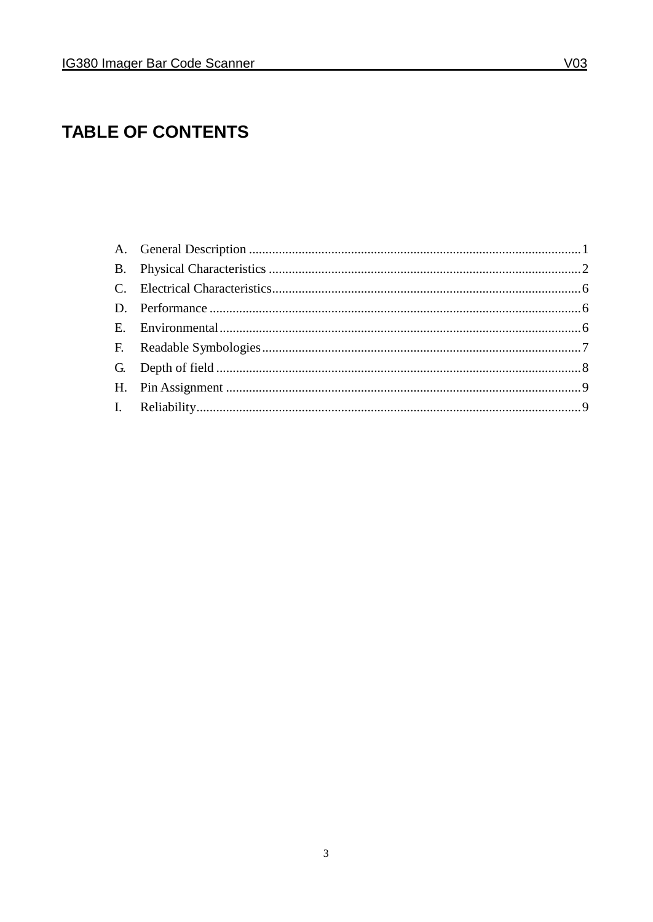# TABLE OF CONTENTS

A. General Description ........................................................ 1
B. Physical Characteristics ........................................................ 2
C. Electrical Characteristics........................................................ 6
D. Performance ........................................................ 6
E. Environmental........................................................ 6
F. Readable Symbologies........................................................ 7
G. Depth of field ........................................................ 8
H. Pin Assignment ........................................................ 9
I. Reliability........................................................ 9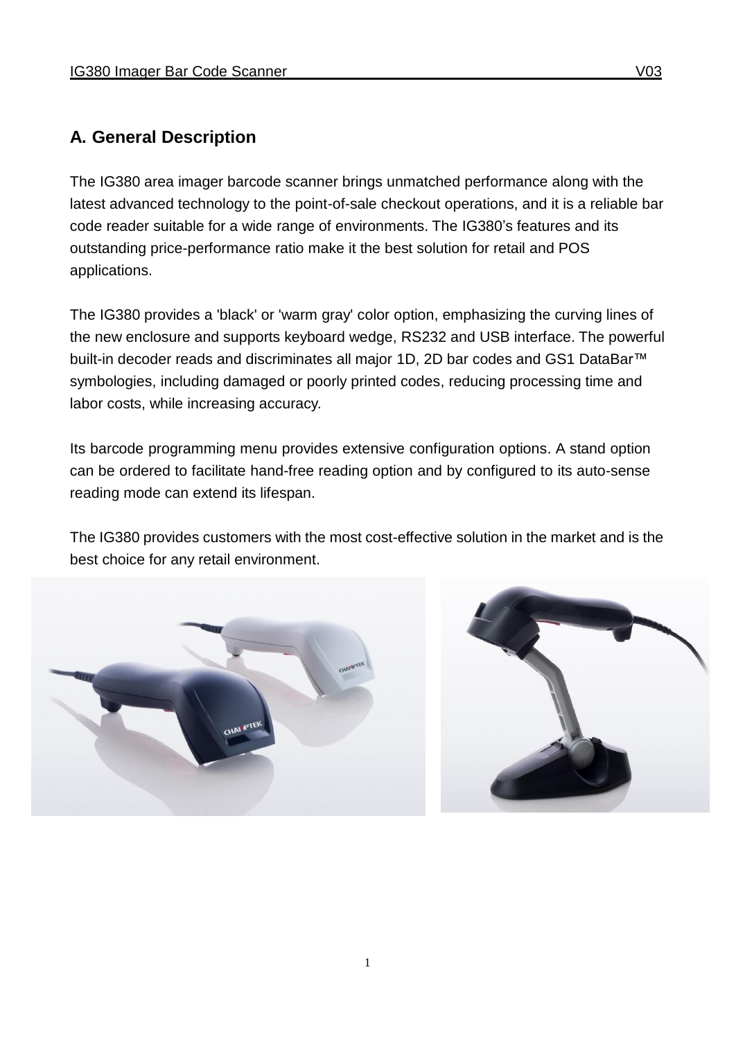## A. General Description

The IG380 area imager barcode scanner brings unmatched performance along with the latest advanced technology to the point-of-sale checkout operations, and it is a reliable bar code reader suitable for a wide range of environments. The IG380's features and its outstanding price-performance ratio make it the best solution for retail and POS applications.

The IG380 provides a 'black' or 'warm gray' color option, emphasizing the curving lines of the new enclosure and supports keyboard wedge, RS232 and USB interface. The powerful built-in decoder reads and discriminates all major 1D, 2D bar codes and GS1 DataBar™ symbologies, including damaged or poorly printed codes, reducing processing time and labor costs, while increasing accuracy.

Its barcode programming menu provides extensive configuration options. A stand option can be ordered to facilitate hand-free reading option and by configured to its auto-sense reading mode can extend its lifespan.

The IG380 provides customers with the most cost-effective solution in the market and is the best choice for any retail environment.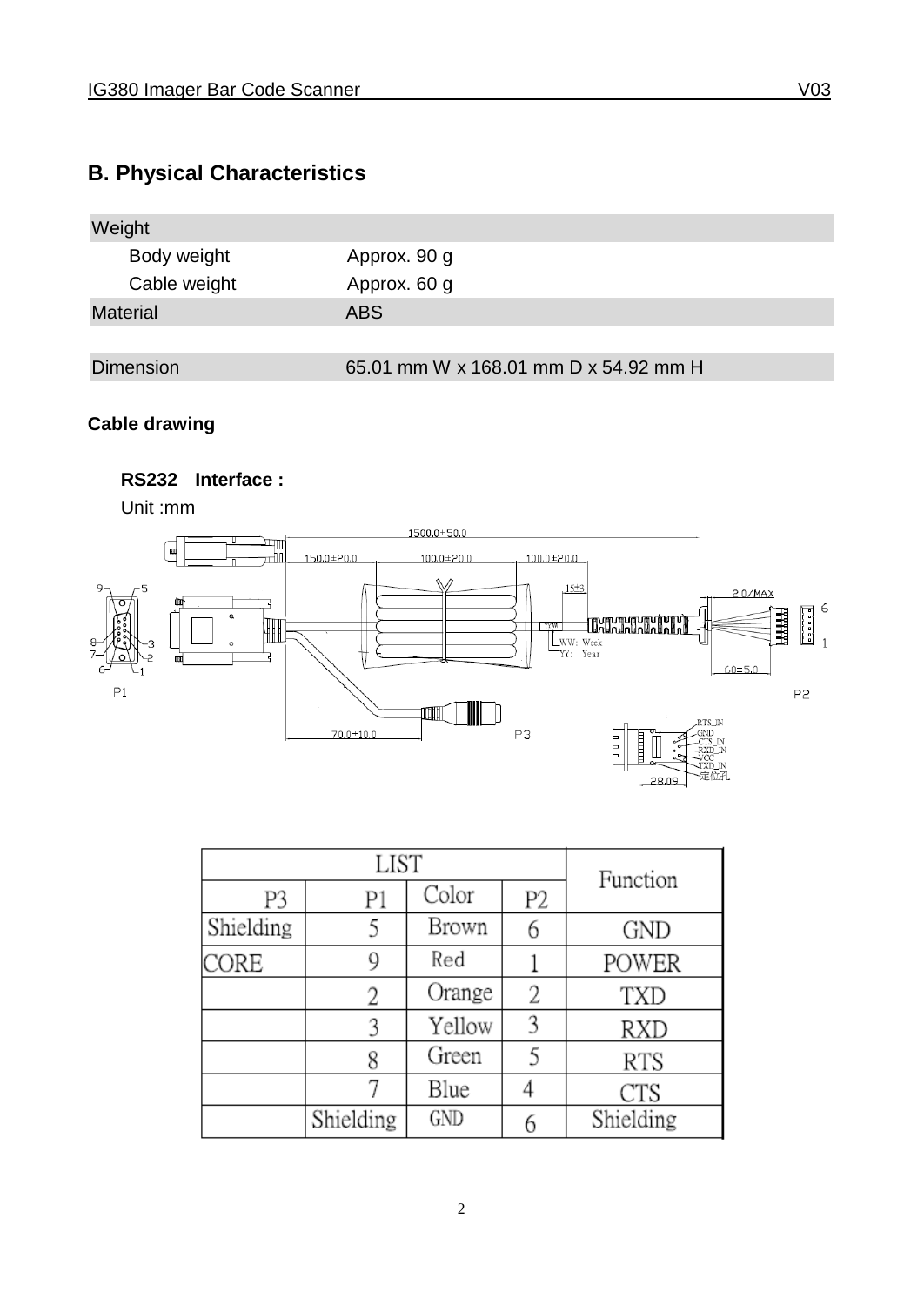## B. Physical Characteristics

| Weight | |
|---|---|
| Body weight | Approx. 90 g |
| Cable weight | Approx. 60 g |
| Material | ABS |
| | |
| Dimension | 65.01 mm W x 168.01 mm D x 54.92 mm H |

**Cable drawing**

**RS232 Interface :**

Unit :mm

| LIST | | | | Function |
|---|---|---|---|---|
| P3 | P1 | Color | P2 | |
| Shielding | 5 | Brown | 6 | GND |
| CORE | 9 | Red | 1 | POWER |
| | 2 | Orange | 2 | TXD |
| | 3 | Yellow | 3 | RXD |
| | 8 | Green | 5 | RTS |
| | 7 | Blue | 4 | CTS |
| | Shielding | GND | 6 | Shielding |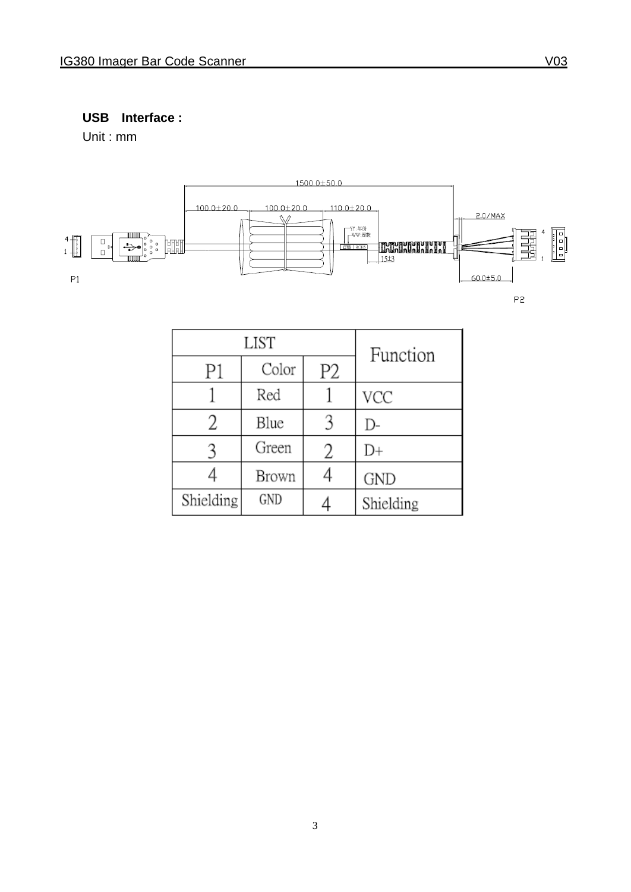**USB Interface :**

Unit : mm

| LIST | | | Function |
|---|---|---|---|
| P1 | Color | P2 | |
| 1 | Red | 1 | VCC |
| 2 | Blue | 3 | D- |
| 3 | Green | 2 | D+ |
| 4 | Brown | 4 | GND |
| Shielding | GND | 4 | Shielding |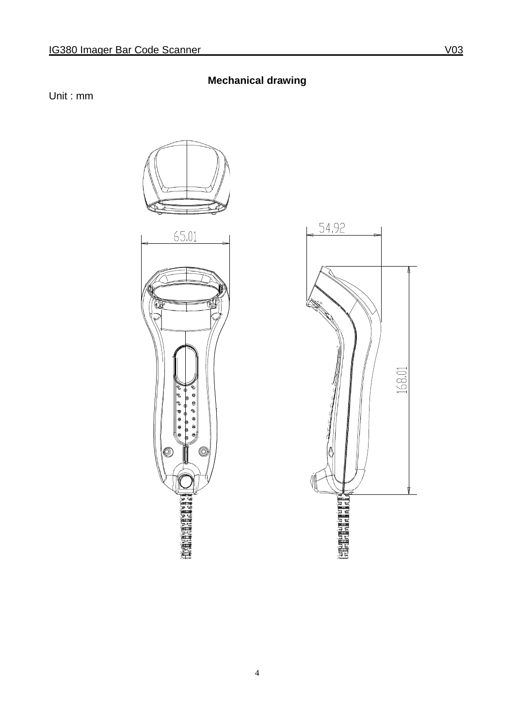## Mechanical drawing

Unit : mm

65.01

54.92

168.01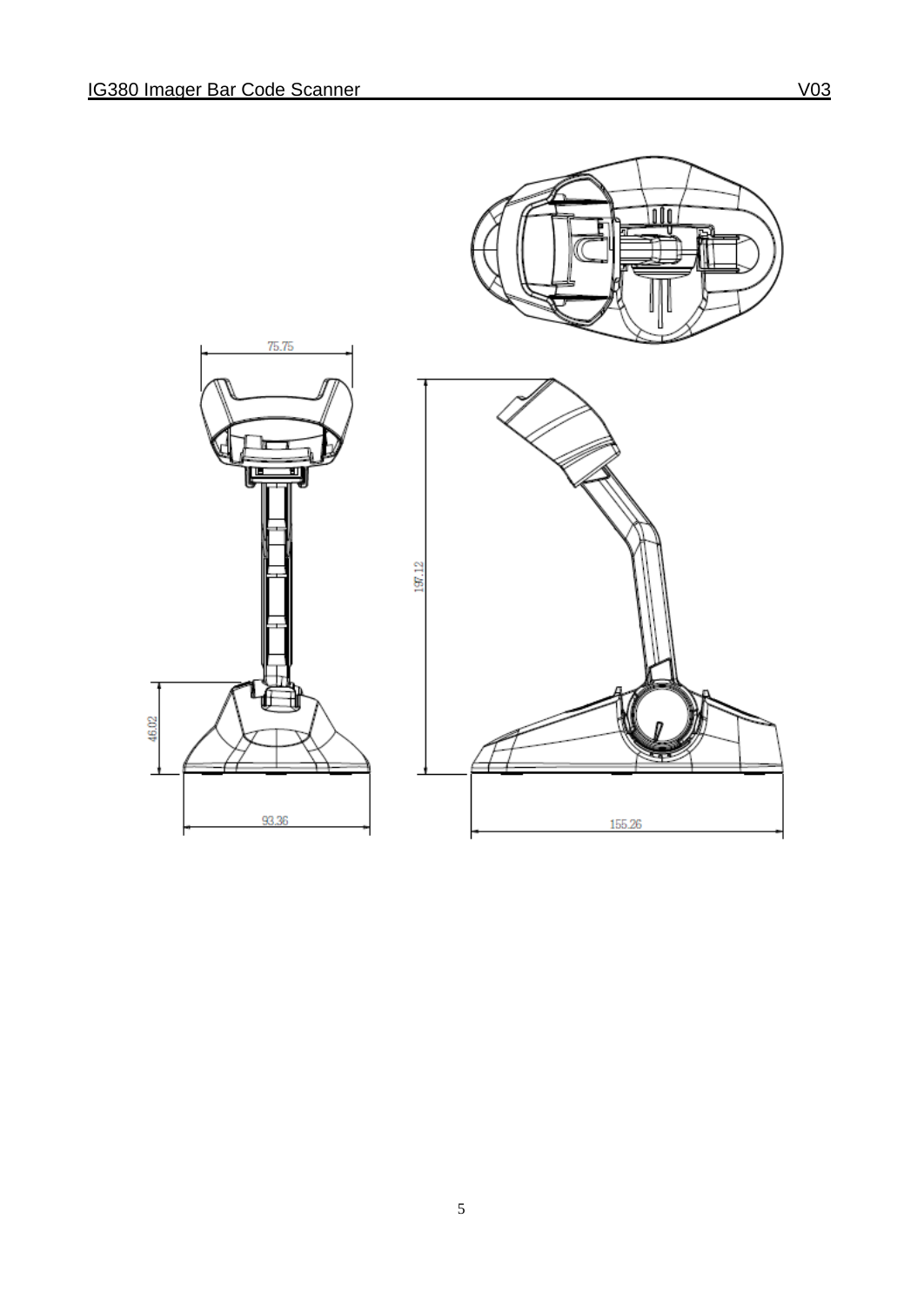75.75

197.12

46.02

93.36

155.26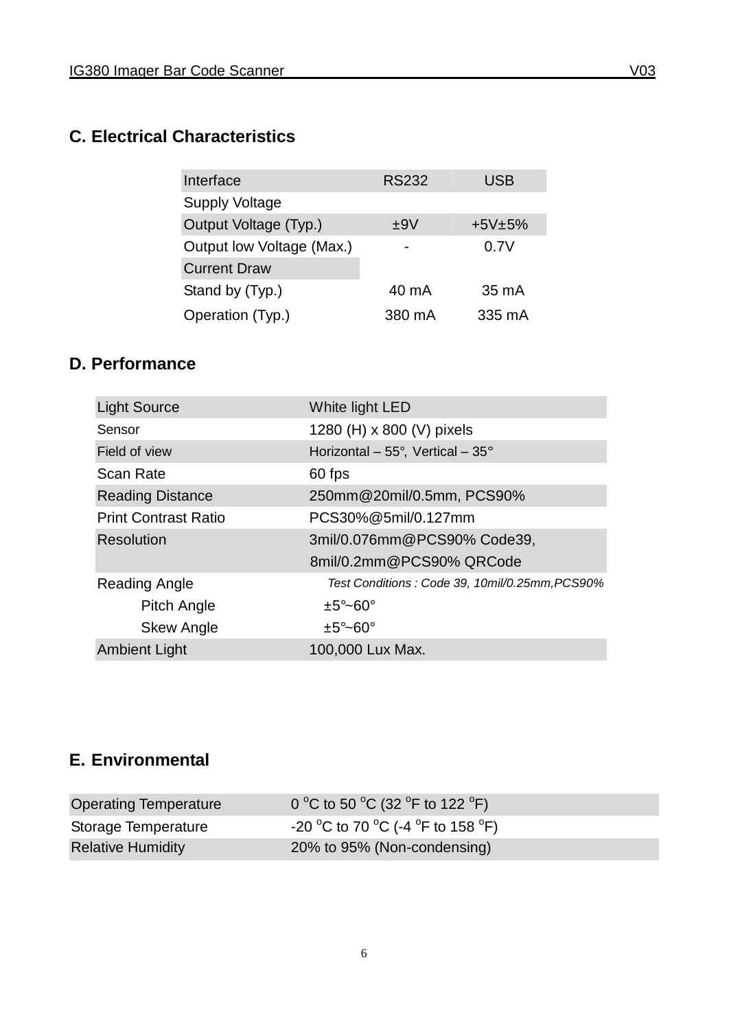## C. Electrical Characteristics

| Interface | RS232 | USB |
|---|---|---|
| Supply Voltage | | |
| Output Voltage (Typ.) | ±9V | +5V±5% |
| Output low Voltage (Max.) | - | 0.7V |
| Current Draw | | |
| Stand by (Typ.) | 40 mA | 35 mA |
| Operation (Typ.) | 380 mA | 335 mA |

## D. Performance

| | |
|---|---|
| Light Source | White light LED |
| Sensor | 1280 (H) x 800 (V) pixels |
| Field of view | Horizontal – 55°, Vertical – 35° |
| Scan Rate | 60 fps |
| Reading Distance | 250mm@20mil/0.5mm, PCS90% |
| Print Contrast Ratio | PCS30%@5mil/0.127mm |
| Resolution | 3mil/0.076mm@PCS90% Code39,<br>8mil/0.2mm@PCS90% QRCode |
| Reading Angle | *Test Conditions : Code 39, 10mil/0.25mm,PCS90%* |
| Pitch Angle | ±5°~60° |
| Skew Angle | ±5°~60° |
| Ambient Light | 100,000 Lux Max. |

## E. Environmental

| | |
|---|---|
| Operating Temperature | 0 $^{o}$C to 50 $^{o}$C (32 $^{o}$F to 122 $^{o}$F) |
| Storage Temperature | -20 $^{o}$C to 70 $^{o}$C (-4 $^{o}$F to 158 $^{o}$F) |
| Relative Humidity | 20% to 95% (Non-condensing) |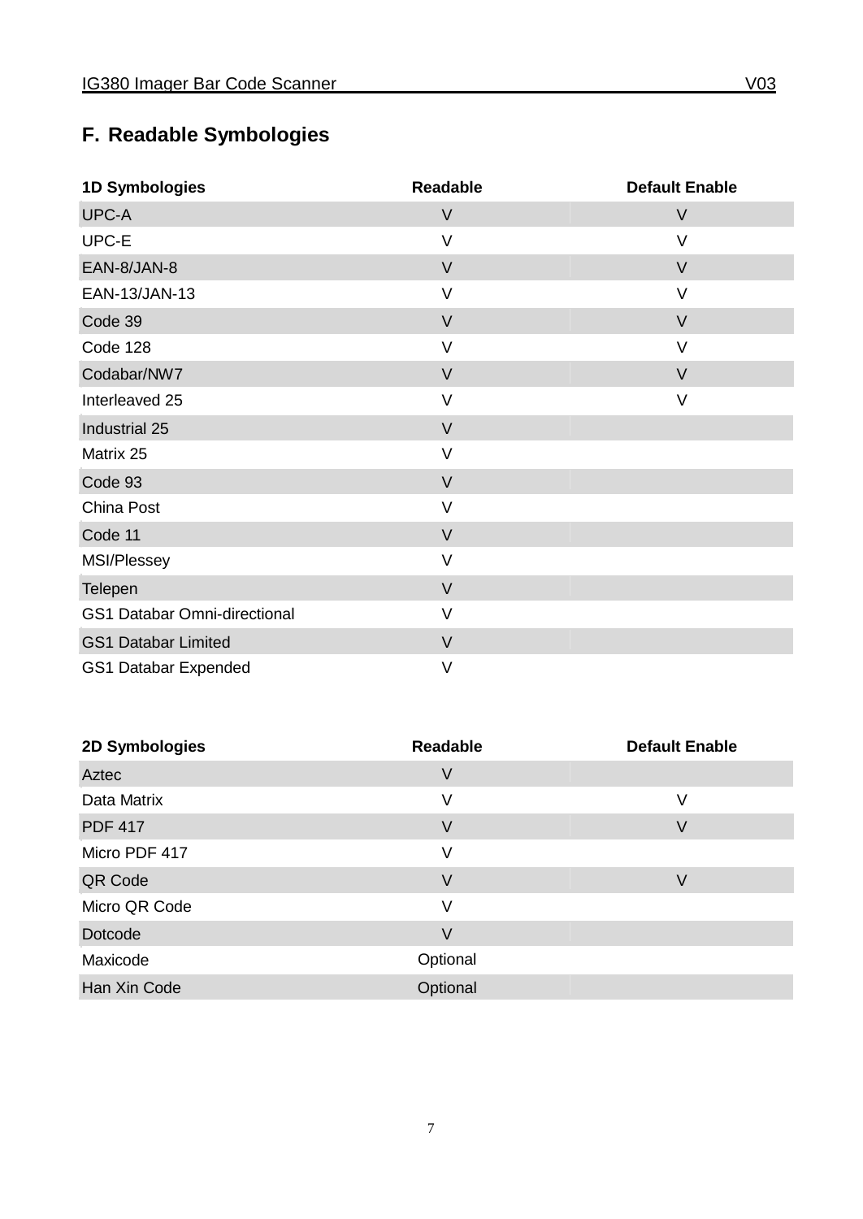## F. Readable Symbologies

| 1D Symbologies | Readable | Default Enable |
|---|---|---|
| UPC-A | V | V |
| UPC-E | V | V |
| EAN-8/JAN-8 | V | V |
| EAN-13/JAN-13 | V | V |
| Code 39 | V | V |
| Code 128 | V | V |
| Codabar/NW7 | V | V |
| Interleaved 25 | V | V |
| Industrial 25 | V | |
| Matrix 25 | V | |
| Code 93 | V | |
| China Post | V | |
| Code 11 | V | |
| MSI/Plessey | V | |
| Telepen | V | |
| GS1 Databar Omni-directional | V | |
| GS1 Databar Limited | V | |
| GS1 Databar Expended | V | |

| 2D Symbologies | Readable | Default Enable |
|---|---|---|
| Aztec | V | |
| Data Matrix | V | V |
| PDF 417 | V | V |
| Micro PDF 417 | V | |
| QR Code | V | V |
| Micro QR Code | V | |
| Dotcode | V | |
| Maxicode | Optional | |
| Han Xin Code | Optional | |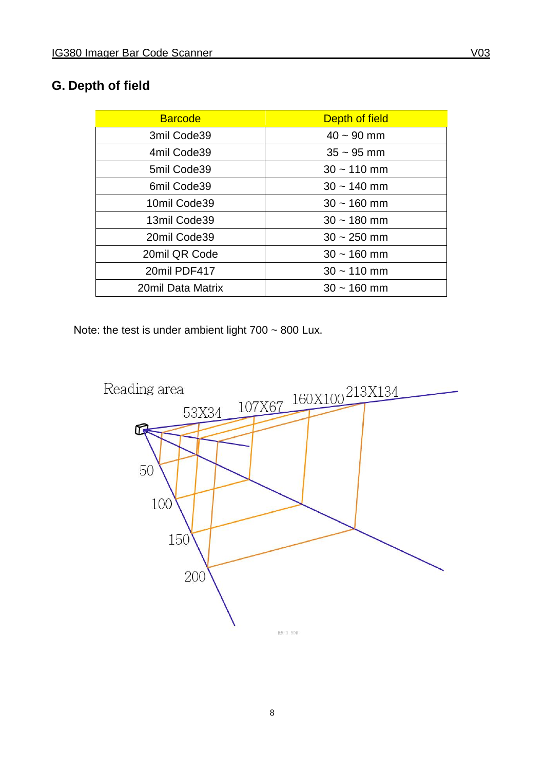## G. Depth of field

| Barcode | Depth of field |
|---|---|
| 3mil Code39 | 40 ~ 90 mm |
| 4mil Code39 | 35 ~ 95 mm |
| 5mil Code39 | 30 ~ 110 mm |
| 6mil Code39 | 30 ~ 140 mm |
| 10mil Code39 | 30 ~ 160 mm |
| 13mil Code39 | 30 ~ 180 mm |
| 20mil Code39 | 30 ~ 250 mm |
| 20mil QR Code | 30 ~ 160 mm |
| 20mil PDF417 | 30 ~ 110 mm |
| 20mil Data Matrix | 30 ~ 160 mm |

Note: the test is under ambient light 700 ~ 800 Lux.

Reading area

53X34 107X67 160X100 213X134

50 100 150 200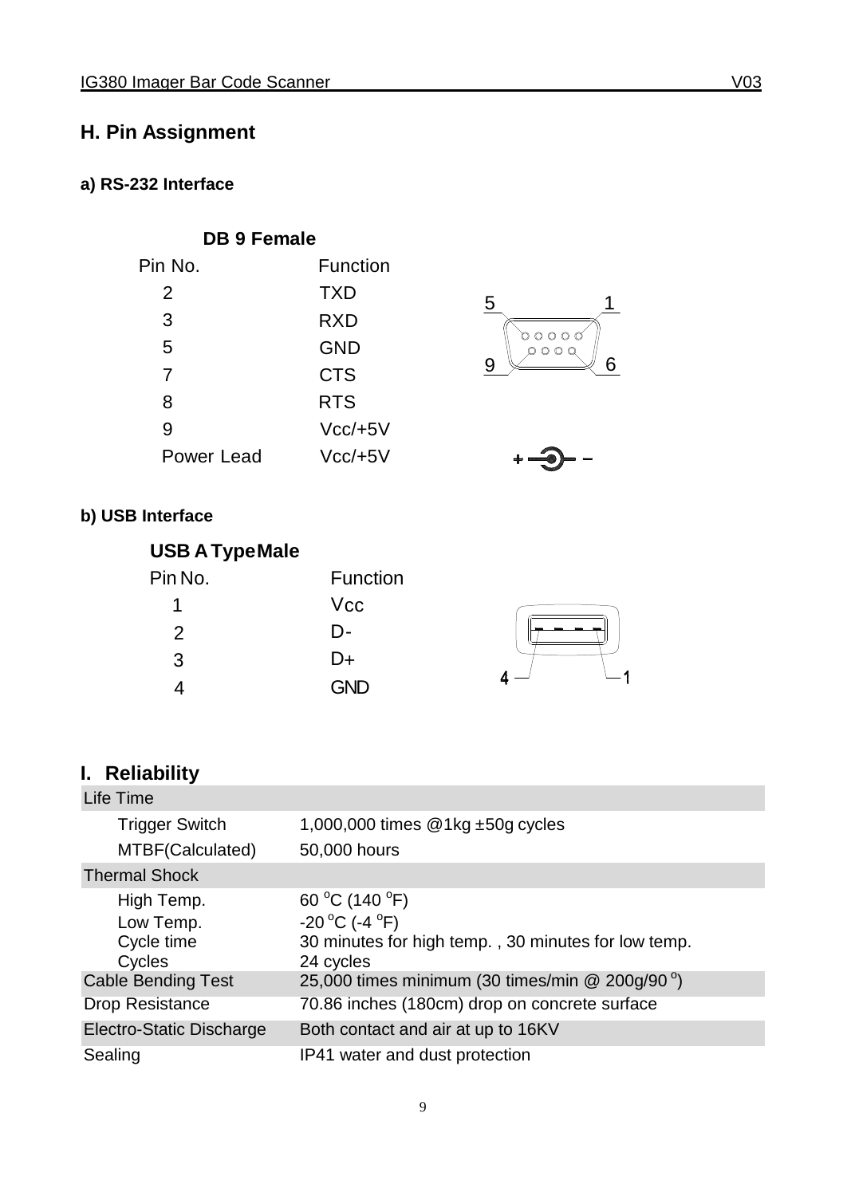## H. Pin Assignment

### a) RS-232 Interface

**DB 9 Female**

| Pin No. | Function |
|---|---|
| 2 | TXD |
| 3 | RXD |
| 5 | GND |
| 7 | CTS |
| 8 | RTS |
| 9 | Vcc/+5V |
| Power Lead | Vcc/+5V |

5 1

9 6

\+ −

### b) USB Interface

**USB A Type Male**

| Pin No. | Function |
|---|---|
| 1 | Vcc |
| 2 | D- |
| 3 | D+ |
| 4 | GND |

4 1

## I. Reliability

| | |
|---|---|
| Life Time | |
| Trigger Switch | 1,000,000 times @1kg ±50g cycles |
| MTBF(Calculated) | 50,000 hours |
| Thermal Shock | |
| High Temp. | 60 °C (140 °F) |
| Low Temp. | -20 °C (-4 °F) |
| Cycle time | 30 minutes for high temp. , 30 minutes for low temp. |
| Cycles | 24 cycles |
| Cable Bending Test | 25,000 times minimum (30 times/min @ 200g/90 °) |
| Drop Resistance | 70.86 inches (180cm) drop on concrete surface |
| Electro-Static Discharge | Both contact and air at up to 16KV |
| Sealing | IP41 water and dust protection |